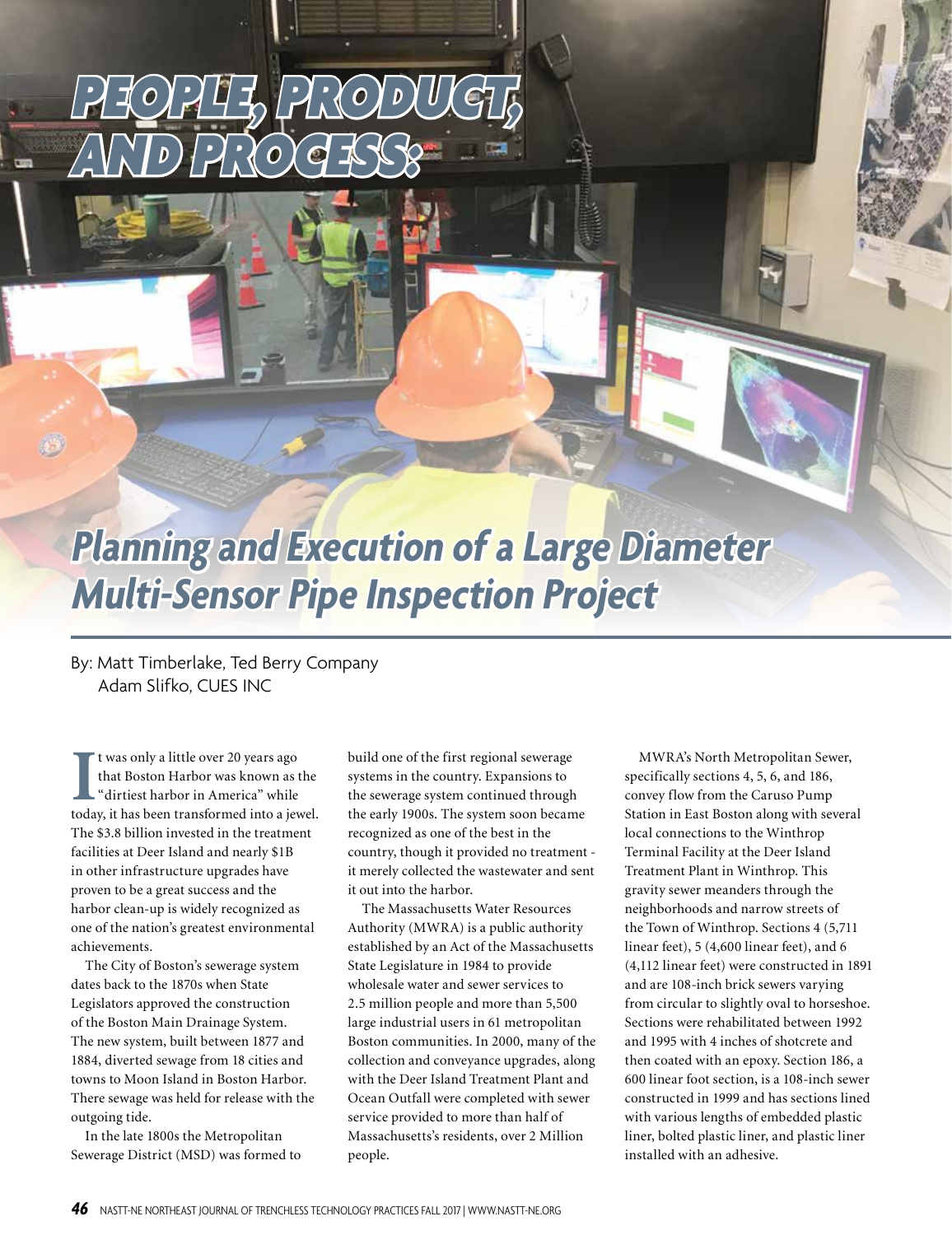# PEOPLE, PRODUCT, AND PROCESS:

## Planning and Execution of a Large Diameter Multi-Sensor Pipe Inspection Project

By: Matt Timberlake, Ted Berry Company
Adam Slifko, CUES INC

It was only a little over 20 years ago that Boston Harbor was known as the "dirtiest harbor in America" while today, it has been transformed into a jewel. The $3.8 billion invested in the treatment facilities at Deer Island and nearly $1B in other infrastructure upgrades have proven to be a great success and the harbor clean-up is widely recognized as one of the nation's greatest environmental achievements.

The City of Boston's sewerage system dates back to the 1870s when State Legislators approved the construction of the Boston Main Drainage System. The new system, built between 1877 and 1884, diverted sewage from 18 cities and towns to Moon Island in Boston Harbor. There sewage was held for release with the outgoing tide.

In the late 1800s the Metropolitan Sewerage District (MSD) was formed to build one of the first regional sewerage systems in the country. Expansions to the sewerage system continued through the early 1900s. The system soon became recognized as one of the best in the country, though it provided no treatment - it merely collected the wastewater and sent it out into the harbor.

The Massachusetts Water Resources Authority (MWRA) is a public authority established by an Act of the Massachusetts State Legislature in 1984 to provide wholesale water and sewer services to 2.5 million people and more than 5,500 large industrial users in 61 metropolitan Boston communities. In 2000, many of the collection and conveyance upgrades, along with the Deer Island Treatment Plant and Ocean Outfall were completed with sewer service provided to more than half of Massachusetts's residents, over 2 Million people.

MWRA's North Metropolitan Sewer, specifically sections 4, 5, 6, and 186, convey flow from the Caruso Pump Station in East Boston along with several local connections to the Winthrop Terminal Facility at the Deer Island Treatment Plant in Winthrop. This gravity sewer meanders through the neighborhoods and narrow streets of the Town of Winthrop. Sections 4 (5,711 linear feet), 5 (4,600 linear feet), and 6 (4,112 linear feet) were constructed in 1891 and are 108-inch brick sewers varying from circular to slightly oval to horseshoe. Sections were rehabilitated between 1992 and 1995 with 4 inches of shotcrete and then coated with an epoxy. Section 186, a 600 linear foot section, is a 108-inch sewer constructed in 1999 and has sections lined with various lengths of embedded plastic liner, bolted plastic liner, and plastic liner installed with an adhesive.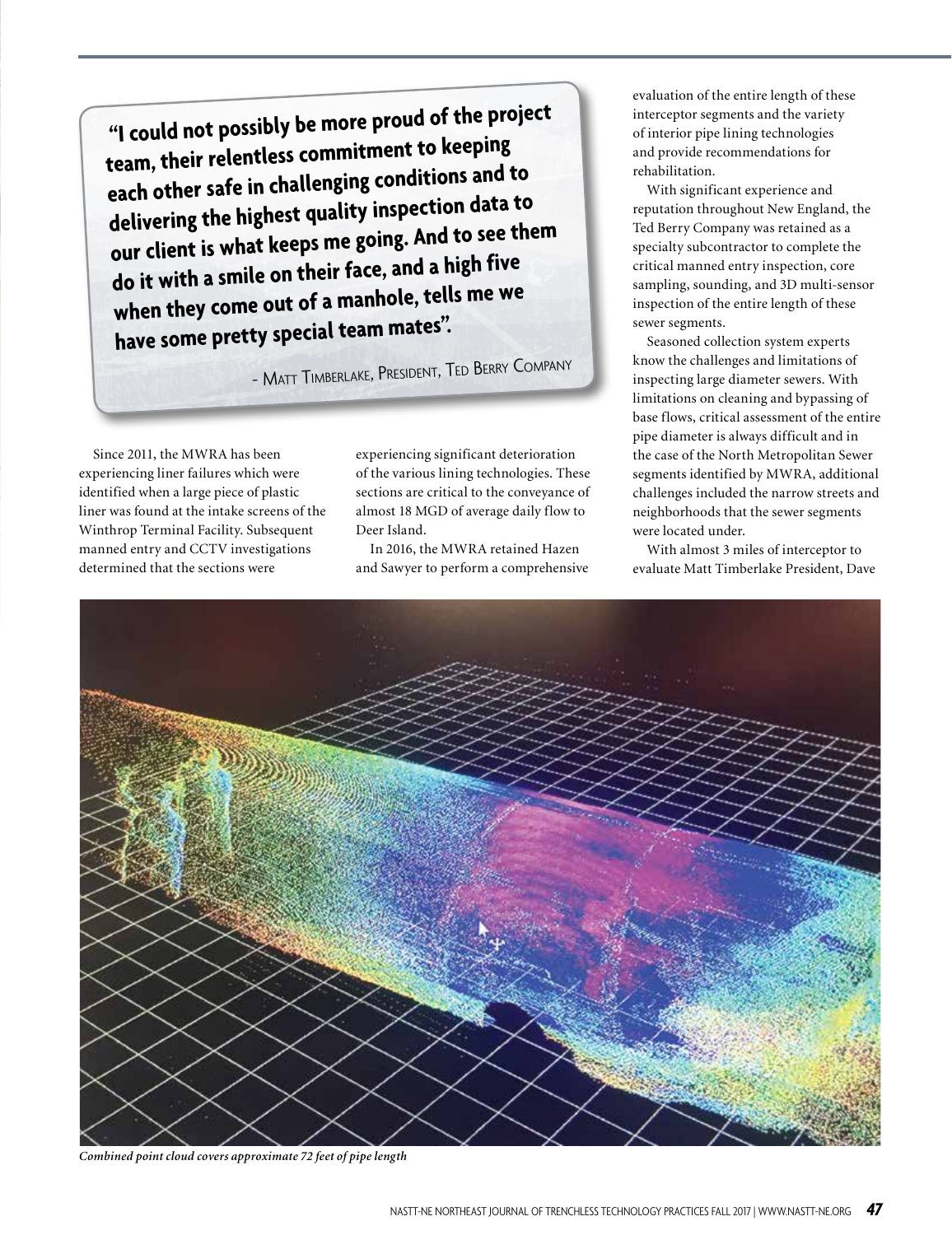> **"I could not possibly be more proud of the project team, their relentless commitment to keeping each other safe in challenging conditions and to delivering the highest quality inspection data to our client is what keeps me going. And to see them do it with a smile on their face, and a high five when they come out of a manhole, tells me we have some pretty special team mates".**
>
> – Matt Timberlake, President, Ted Berry Company

Since 2011, the MWRA has been experiencing liner failures which were identified when a large piece of plastic liner was found at the intake screens of the Winthrop Terminal Facility. Subsequent manned entry and CCTV investigations determined that the sections were experiencing significant deterioration of the various lining technologies. These sections are critical to the conveyance of almost 18 MGD of average daily flow to Deer Island.

In 2016, the MWRA retained Hazen and Sawyer to perform a comprehensive evaluation of the entire length of these interceptor segments and the variety of interior pipe lining technologies and provide recommendations for rehabilitation.

With significant experience and reputation throughout New England, the Ted Berry Company was retained as a specialty subcontractor to complete the critical manned entry inspection, core sampling, sounding, and 3D multi-sensor inspection of the entire length of these sewer segments.

Seasoned collection system experts know the challenges and limitations of inspecting large diameter sewers. With limitations on cleaning and bypassing of base flows, critical assessment of the entire pipe diameter is always difficult and in the case of the North Metropolitan Sewer segments identified by MWRA, additional challenges included the narrow streets and neighborhoods that the sewer segments were located under.

With almost 3 miles of interceptor to evaluate Matt Timberlake President, Dave

*Combined point cloud covers approximate 72 feet of pipe length*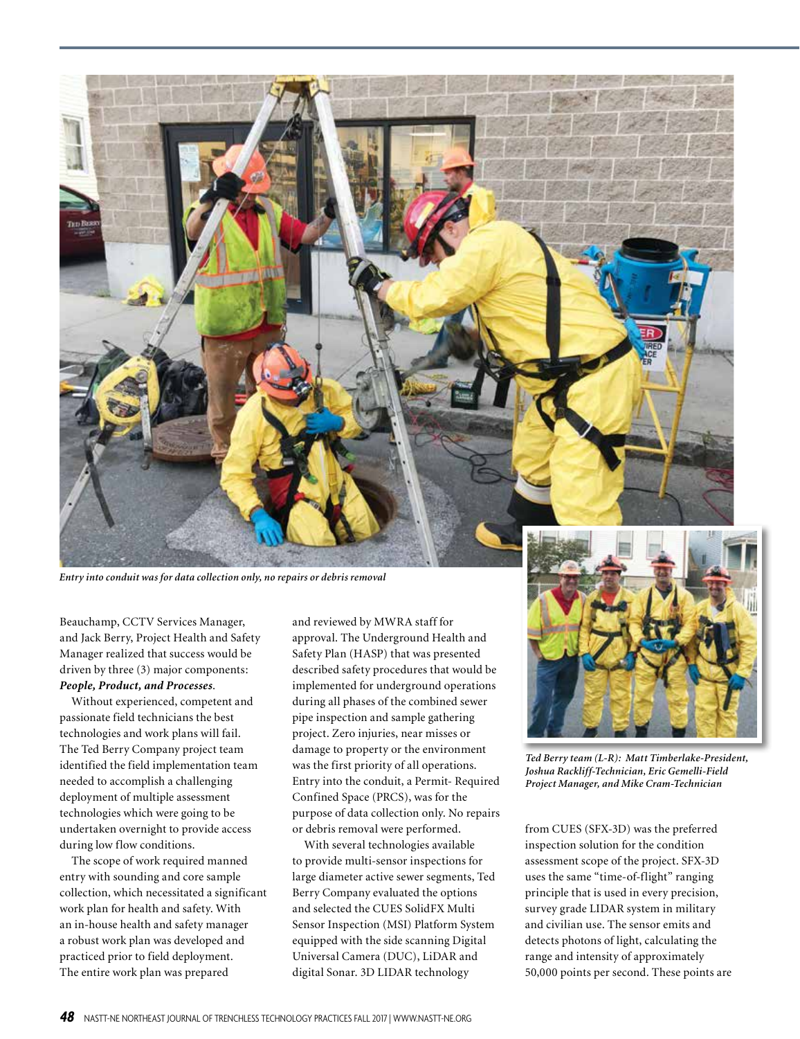*Entry into conduit was for data collection only, no repairs or debris removal*

Beauchamp, CCTV Services Manager, and Jack Berry, Project Health and Safety Manager realized that success would be driven by three (3) major components: ***People, Product, and Processes***.

Without experienced, competent and passionate field technicians the best technologies and work plans will fail. The Ted Berry Company project team identified the field implementation team needed to accomplish a challenging deployment of multiple assessment technologies which were going to be undertaken overnight to provide access during low flow conditions.

The scope of work required manned entry with sounding and core sample collection, which necessitated a significant work plan for health and safety. With an in-house health and safety manager a robust work plan was developed and practiced prior to field deployment. The entire work plan was prepared and reviewed by MWRA staff for approval. The Underground Health and Safety Plan (HASP) that was presented described safety procedures that would be implemented for underground operations during all phases of the combined sewer pipe inspection and sample gathering project. Zero injuries, near misses or damage to property or the environment was the first priority of all operations. Entry into the conduit, a Permit- Required Confined Space (PRCS), was for the purpose of data collection only. No repairs or debris removal were performed.

With several technologies available to provide multi-sensor inspections for large diameter active sewer segments, Ted Berry Company evaluated the options and selected the CUES SolidFX Multi Sensor Inspection (MSI) Platform System equipped with the side scanning Digital Universal Camera (DUC), LiDAR and digital Sonar. 3D LIDAR technology from CUES (SFX-3D) was the preferred inspection solution for the condition assessment scope of the project. SFX-3D uses the same "time-of-flight" ranging principle that is used in every precision, survey grade LIDAR system in military and civilian use. The sensor emits and detects photons of light, calculating the range and intensity of approximately 50,000 points per second. These points are

*Ted Berry team (L-R): Matt Timberlake-President, Joshua Rackliff-Technician, Eric Gemelli-Field Project Manager, and Mike Cram-Technician*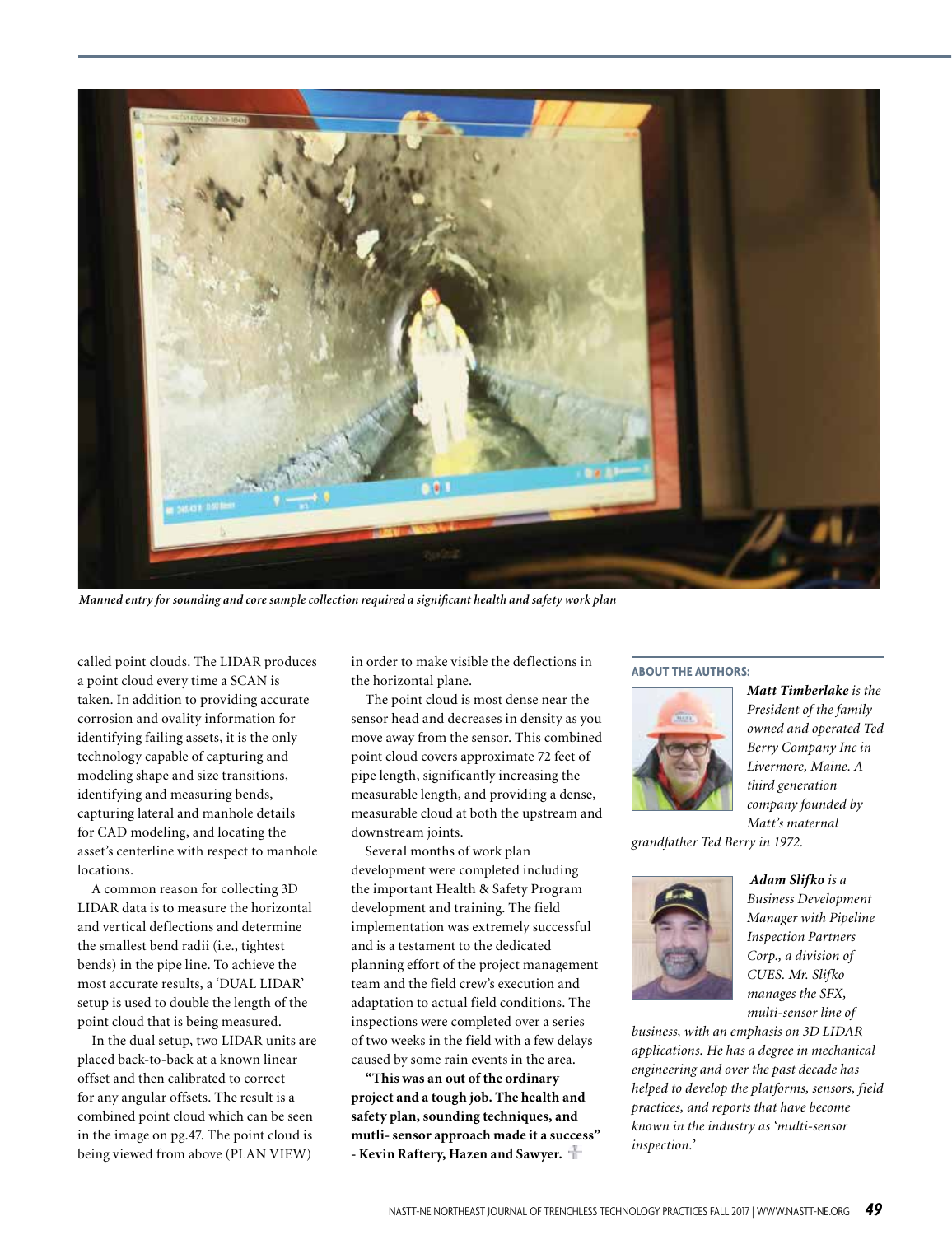*Manned entry for sounding and core sample collection required a significant health and safety work plan*

called point clouds. The LIDAR produces a point cloud every time a SCAN is taken. In addition to providing accurate corrosion and ovality information for identifying failing assets, it is the only technology capable of capturing and modeling shape and size transitions, identifying and measuring bends, capturing lateral and manhole details for CAD modeling, and locating the asset's centerline with respect to manhole locations.

A common reason for collecting 3D LIDAR data is to measure the horizontal and vertical deflections and determine the smallest bend radii (i.e., tightest bends) in the pipe line. To achieve the most accurate results, a 'DUAL LIDAR' setup is used to double the length of the point cloud that is being measured.

In the dual setup, two LIDAR units are placed back-to-back at a known linear offset and then calibrated to correct for any angular offsets. The result is a combined point cloud which can be seen in the image on pg.47. The point cloud is being viewed from above (PLAN VIEW) in order to make visible the deflections in the horizontal plane.

The point cloud is most dense near the sensor head and decreases in density as you move away from the sensor. This combined point cloud covers approximate 72 feet of pipe length, significantly increasing the measurable length, and providing a dense, measurable cloud at both the upstream and downstream joints.

Several months of work plan development were completed including the important Health & Safety Program development and training. The field implementation was extremely successful and is a testament to the dedicated planning effort of the project management team and the field crew's execution and adaptation to actual field conditions. The inspections were completed over a series of two weeks in the field with a few delays caused by some rain events in the area.

**"This was an out of the ordinary project and a tough job. The health and safety plan, sounding techniques, and mutli- sensor approach made it a success" - Kevin Raftery, Hazen and Sawyer.**

## ABOUT THE AUTHORS:

***Matt Timberlake*** *is the President of the family owned and operated Ted Berry Company Inc in Livermore, Maine. A third generation company founded by Matt's maternal grandfather Ted Berry in 1972.*

***Adam Slifko*** *is a Business Development Manager with Pipeline Inspection Partners Corp., a division of CUES. Mr. Slifko manages the SFX, multi-sensor line of business, with an emphasis on 3D LIDAR applications. He has a degree in mechanical engineering and over the past decade has helped to develop the platforms, sensors, field practices, and reports that have become known in the industry as 'multi-sensor inspection.'*